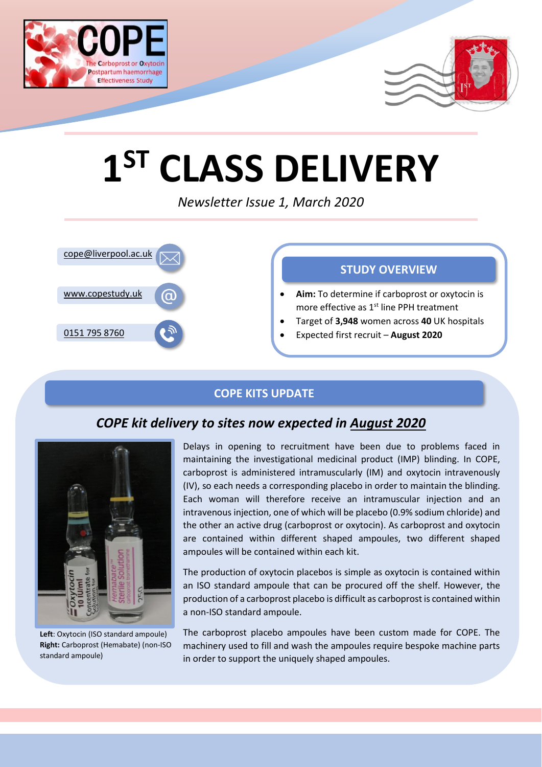# COPE

The Carboprost or Oxytocin Postpartum haemorrhage Effectiveness Study

# 1[ST] CLASS DELIVERY

*Newsletter Issue 1, March 2020*

cope@liverpool.ac.uk

www.copestudy.uk

0151 795 8760

## STUDY OVERVIEW

- **Aim:** To determine if carboprost or oxytocin is more effective as 1[st] line PPH treatment
- Target of **3,948** women across **40** UK hospitals
- Expected first recruit – **August 2020**

## COPE KITS UPDATE

### *COPE kit delivery to sites now expected in August 2020*

Delays in opening to recruitment have been due to problems faced in maintaining the investigational medicinal product (IMP) blinding. In COPE, carboprost is administered intramuscularly (IM) and oxytocin intravenously (IV), so each needs a corresponding placebo in order to maintain the blinding. Each woman will therefore receive an intramuscular injection and an intravenous injection, one of which will be placebo (0.9% sodium chloride) and the other an active drug (carboprost or oxytocin). As carboprost and oxytocin are contained within different shaped ampoules, two different shaped ampoules will be contained within each kit.

The production of oxytocin placebos is simple as oxytocin is contained within an ISO standard ampoule that can be procured off the shelf. However, the production of a carboprost placebo is difficult as carboprost is contained within a non-ISO standard ampoule.

The carboprost placebo ampoules have been custom made for COPE. The machinery used to fill and wash the ampoules require bespoke machine parts in order to support the uniquely shaped ampoules.

**Left**: Oxytocin (ISO standard ampoule) **Right:** Carboprost (Hemabate) (non-ISO standard ampoule)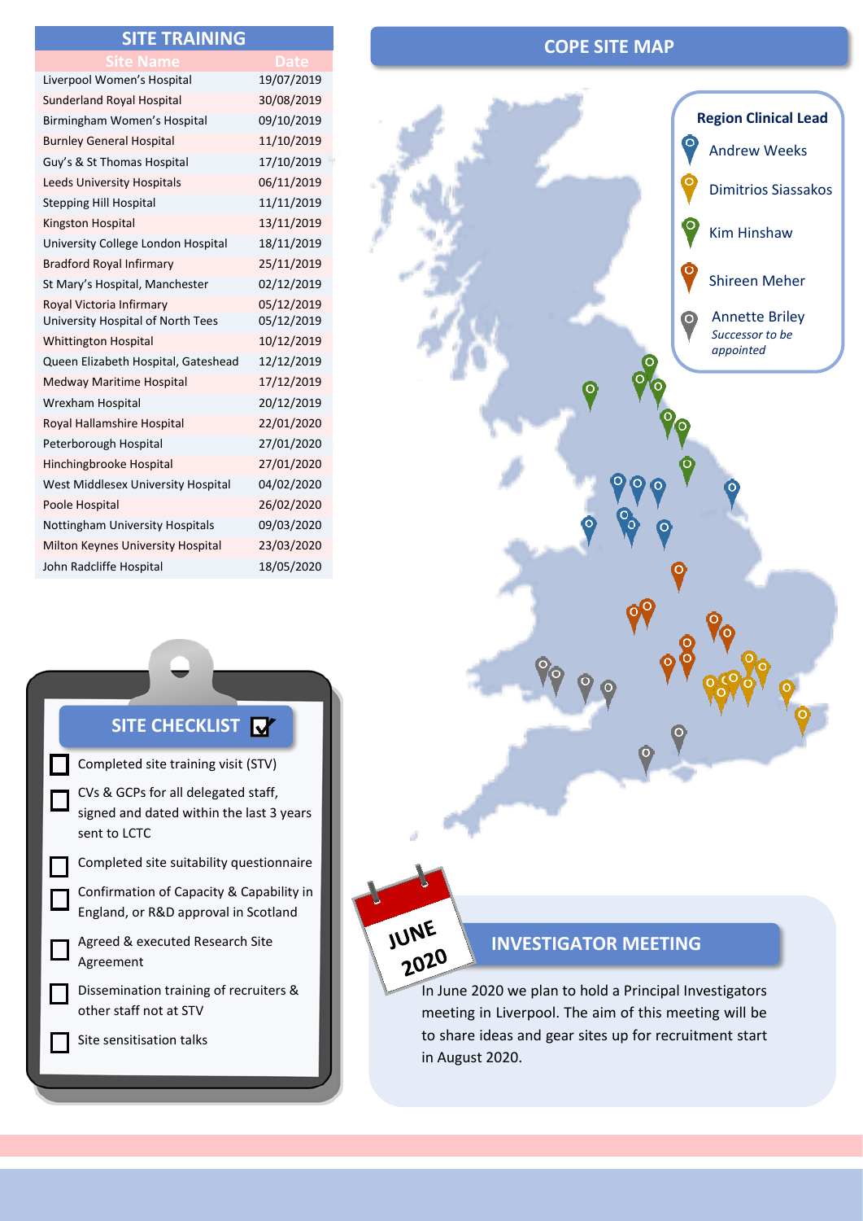## SITE TRAINING

| Site Name | Date |
|---|---|
| Liverpool Women's Hospital | 19/07/2019 |
| Sunderland Royal Hospital | 30/08/2019 |
| Birmingham Women's Hospital | 09/10/2019 |
| Burnley General Hospital | 11/10/2019 |
| Guy's & St Thomas Hospital | 17/10/2019 |
| Leeds University Hospitals | 06/11/2019 |
| Stepping Hill Hospital | 11/11/2019 |
| Kingston Hospital | 13/11/2019 |
| University College London Hospital | 18/11/2019 |
| Bradford Royal Infirmary | 25/11/2019 |
| St Mary's Hospital, Manchester | 02/12/2019 |
| Royal Victoria Infirmary | 05/12/2019 |
| University Hospital of North Tees | 05/12/2019 |
| Whittington Hospital | 10/12/2019 |
| Queen Elizabeth Hospital, Gateshead | 12/12/2019 |
| Medway Maritime Hospital | 17/12/2019 |
| Wrexham Hospital | 20/12/2019 |
| Royal Hallamshire Hospital | 22/01/2020 |
| Peterborough Hospital | 27/01/2020 |
| Hinchingbrooke Hospital | 27/01/2020 |
| West Middlesex University Hospital | 04/02/2020 |
| Poole Hospital | 26/02/2020 |
| Nottingham University Hospitals | 09/03/2020 |
| Milton Keynes University Hospital | 23/03/2020 |
| John Radcliffe Hospital | 18/05/2020 |

## COPE SITE MAP

**Region Clinical Lead**

- Andrew Weeks
- Dimitrios Siassakos
- Kim Hinshaw
- Shireen Meher
- Annette Briley *Successor to be appointed*

## SITE CHECKLIST

- [ ] Completed site training visit (STV)
- [ ] CVs & GCPs for all delegated staff, signed and dated within the last 3 years sent to LCTC
- [ ] Completed site suitability questionnaire
- [ ] Confirmation of Capacity & Capability in England, or R&D approval in Scotland
- [ ] Agreed & executed Research Site Agreement
- [ ] Dissemination training of recruiters & other staff not at STV
- [ ] Site sensitisation talks

JUNE 2020

## INVESTIGATOR MEETING

In June 2020 we plan to hold a Principal Investigators meeting in Liverpool. The aim of this meeting will be to share ideas and gear sites up for recruitment start in August 2020.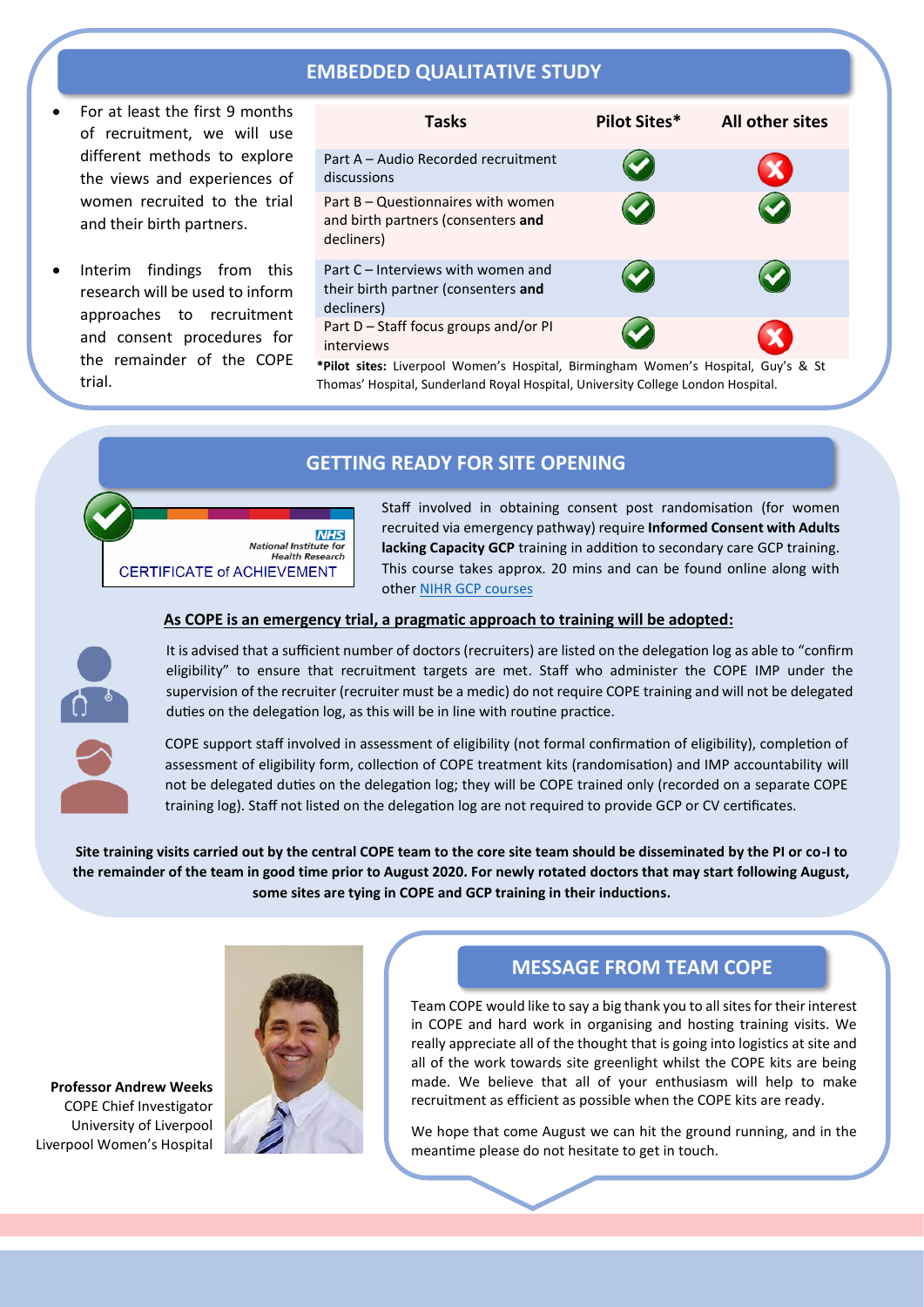## EMBEDDED QUALITATIVE STUDY

- For at least the first 9 months of recruitment, we will use different methods to explore the views and experiences of women recruited to the trial and their birth partners.
- Interim findings from this research will be used to inform approaches to recruitment and consent procedures for the remainder of the COPE trial.

| Tasks | Pilot Sites* | All other sites |
|---|---|---|
| Part A – Audio Recorded recruitment discussions | ✓ | ✗ |
| Part B – Questionnaires with women and birth partners (consenters **and** decliners) | ✓ | ✓ |
| Part C – Interviews with women and their birth partner (consenters **and** decliners) | ✓ | ✓ |
| Part D – Staff focus groups and/or PI interviews | ✓ | ✗ |

***Pilot sites:** Liverpool Women's Hospital, Birmingham Women's Hospital, Guy's & St Thomas' Hospital, Sunderland Royal Hospital, University College London Hospital.

## GETTING READY FOR SITE OPENING

NHS National Institute for Health Research
CERTIFICATE of ACHIEVEMENT

Staff involved in obtaining consent post randomisation (for women recruited via emergency pathway) require **Informed Consent with Adults lacking Capacity GCP** training in addition to secondary care GCP training. This course takes approx. 20 mins and can be found online along with other NIHR GCP courses

**As COPE is an emergency trial, a pragmatic approach to training will be adopted:**

It is advised that a sufficient number of doctors (recruiters) are listed on the delegation log as able to "confirm eligibility" to ensure that recruitment targets are met. Staff who administer the COPE IMP under the supervision of the recruiter (recruiter must be a medic) do not require COPE training and will not be delegated duties on the delegation log, as this will be in line with routine practice.

COPE support staff involved in assessment of eligibility (not formal confirmation of eligibility), completion of assessment of eligibility form, collection of COPE treatment kits (randomisation) and IMP accountability will not be delegated duties on the delegation log; they will be COPE trained only (recorded on a separate COPE training log). Staff not listed on the delegation log are not required to provide GCP or CV certificates.

**Site training visits carried out by the central COPE team to the core site team should be disseminated by the PI or co-I to the remainder of the team in good time prior to August 2020. For newly rotated doctors that may start following August, some sites are tying in COPE and GCP training in their inductions.**

**Professor Andrew Weeks**
COPE Chief Investigator
University of Liverpool
Liverpool Women's Hospital

## MESSAGE FROM TEAM COPE

Team COPE would like to say a big thank you to all sites for their interest in COPE and hard work in organising and hosting training visits. We really appreciate all of the thought that is going into logistics at site and all of the work towards site greenlight whilst the COPE kits are being made. We believe that all of your enthusiasm will help to make recruitment as efficient as possible when the COPE kits are ready.

We hope that come August we can hit the ground running, and in the meantime please do not hesitate to get in touch.